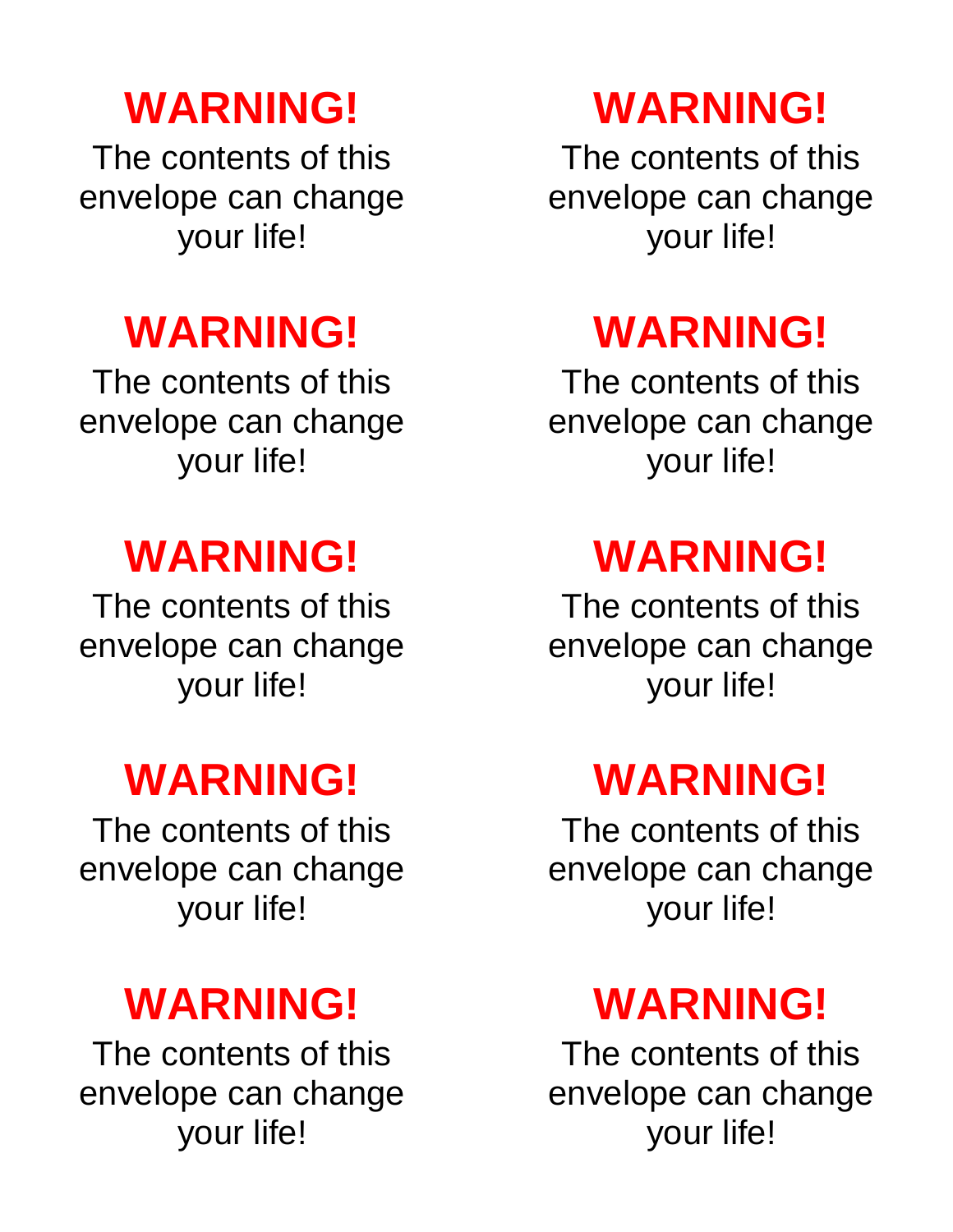**WARNING!**

The contents of this envelope can change your life!

**WARNING!**

The contents of this envelope can change your life!

**WARNING!**

The contents of this envelope can change your life!

**WARNING!**

The contents of this envelope can change your life!

**WARNING!**

The contents of this envelope can change your life!

**WARNING!**

The contents of this envelope can change your life!

**WARNING!**

The contents of this envelope can change your life!

**WARNING!**

The contents of this envelope can change your life!

**WARNING!**

The contents of this envelope can change your life!

**WARNING!**

The contents of this envelope can change your life!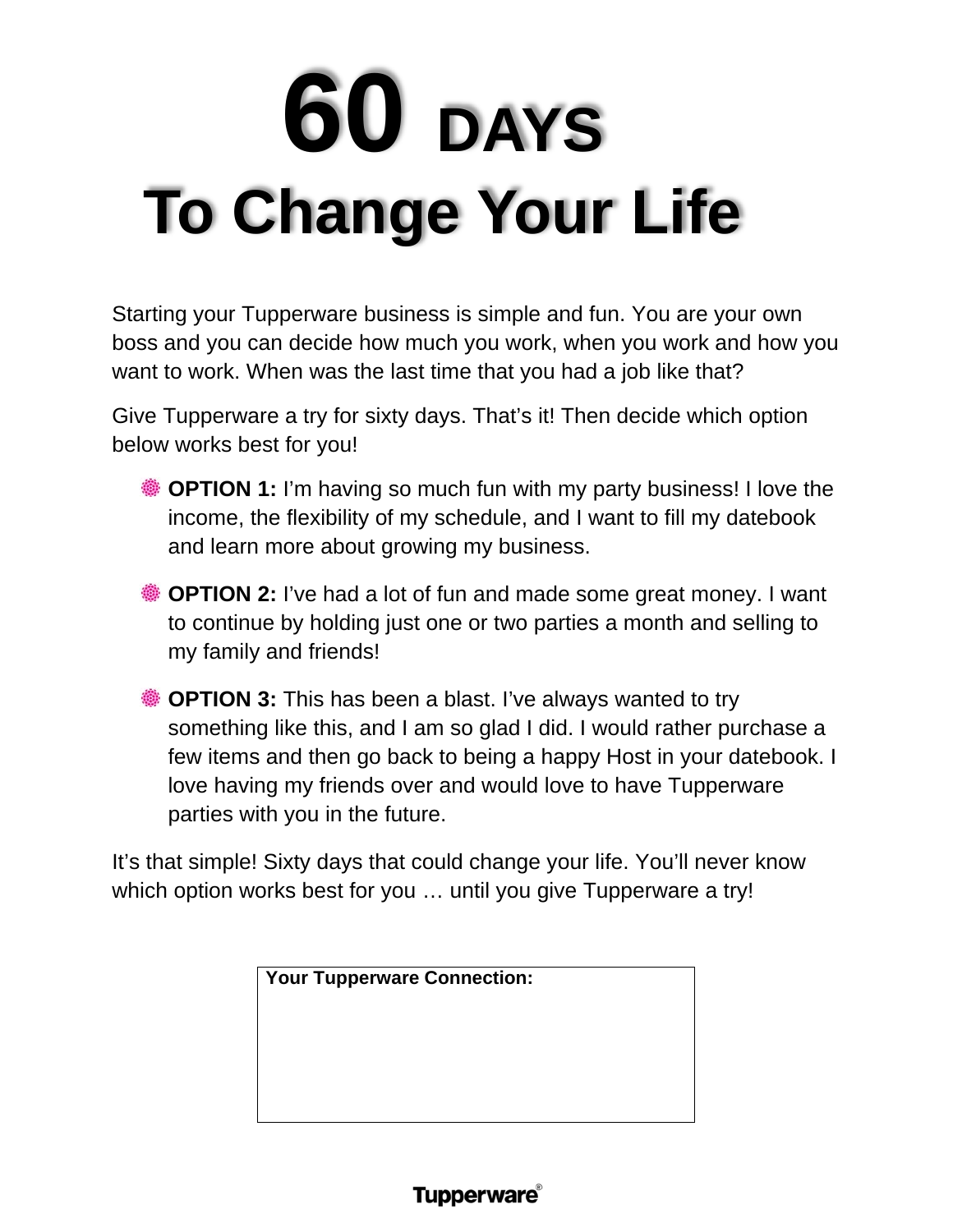# 60 DAYS
# To Change Your Life

Starting your Tupperware business is simple and fun. You are your own boss and you can decide how much you work, when you work and how you want to work. When was the last time that you had a job like that?

Give Tupperware a try for sixty days. That's it! Then decide which option below works best for you!

- **OPTION 1:** I'm having so much fun with my party business! I love the income, the flexibility of my schedule, and I want to fill my datebook and learn more about growing my business.
- **OPTION 2:** I've had a lot of fun and made some great money. I want to continue by holding just one or two parties a month and selling to my family and friends!
- **OPTION 3:** This has been a blast. I've always wanted to try something like this, and I am so glad I did. I would rather purchase a few items and then go back to being a happy Host in your datebook. I love having my friends over and would love to have Tupperware parties with you in the future.

It's that simple! Sixty days that could change your life. You'll never know which option works best for you … until you give Tupperware a try!

| **Your Tupperware Connection:** |
| --- |
| |

Tupperware®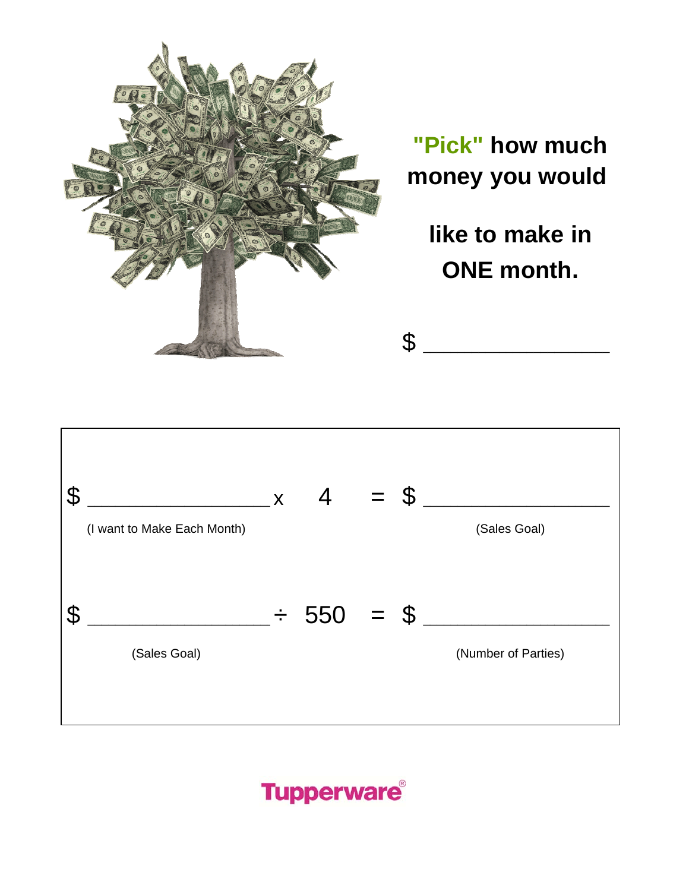**"Pick" how much money you would like to make in ONE month.**

$ ________________

$ ________________ x 4 = $ ________________

(I want to Make Each Month) (Sales Goal)

$ ________________ ÷ 550 = $ ________________

(Sales Goal) (Number of Parties)

Tupperware®